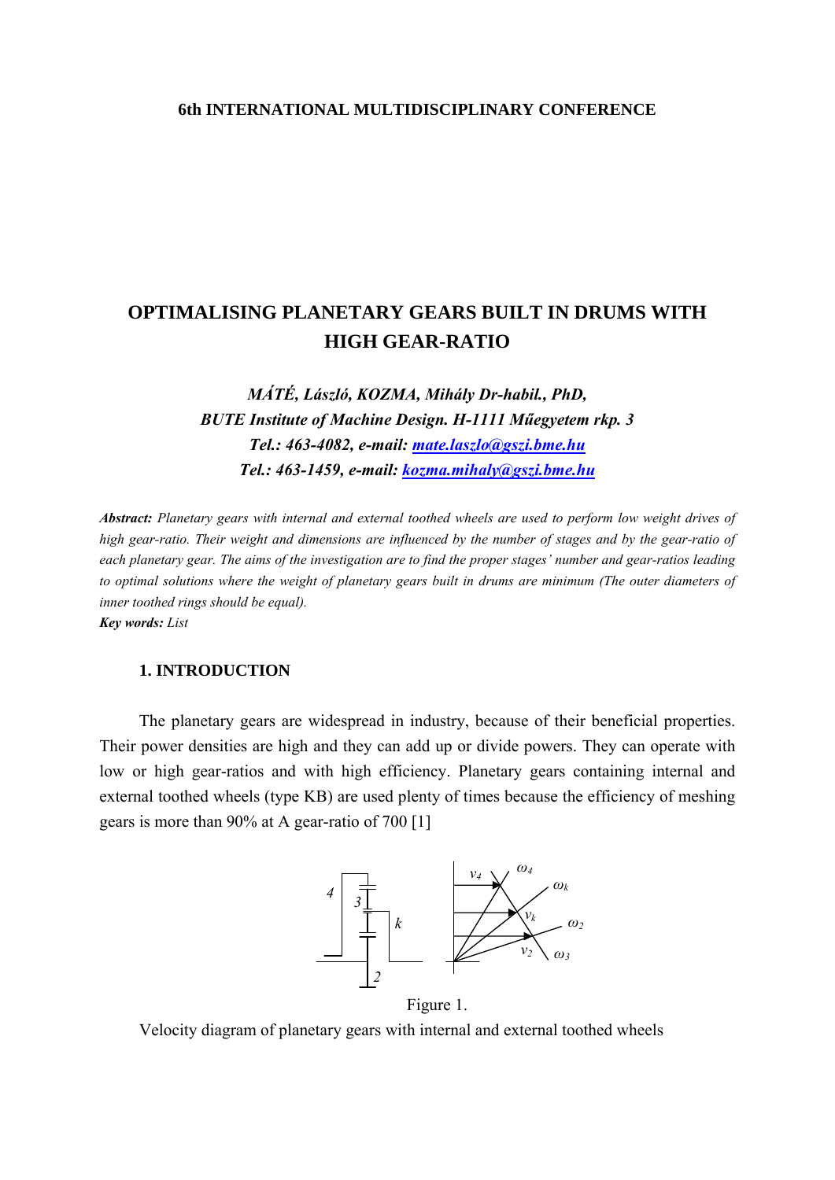**6th INTERNATIONAL MULTIDISCIPLINARY CONFERENCE**

# OPTIMALISING PLANETARY GEARS BUILT IN DRUMS WITH HIGH GEAR-RATIO

***MÁTÉ, László, KOZMA, Mihály Dr-habil., PhD,***
***BUTE Institute of Machine Design. H-1111 Műegyetem rkp. 3***
***Tel.: 463-4082, e-mail: [mate.laszlo@gszi.bme.hu](mailto:mate.laszlo@gszi.bme.hu)***
***Tel.: 463-1459, e-mail: [kozma.mihaly@gszi.bme.hu](mailto:kozma.mihaly@gszi.bme.hu)***

***Abstract:*** *Planetary gears with internal and external toothed wheels are used to perform low weight drives of high gear-ratio. Their weight and dimensions are influenced by the number of stages and by the gear-ratio of each planetary gear. The aims of the investigation are to find the proper stages' number and gear-ratios leading to optimal solutions where the weight of planetary gears built in drums are minimum (The outer diameters of inner toothed rings should be equal).*

***Key words:*** *List*

## 1. INTRODUCTION

The planetary gears are widespread in industry, because of their beneficial properties. Their power densities are high and they can add up or divide powers. They can operate with low or high gear-ratios and with high efficiency. Planetary gears containing internal and external toothed wheels (type KB) are used plenty of times because the efficiency of meshing gears is more than 90% at A gear-ratio of 700 [1]

Figure 1.

Velocity diagram of planetary gears with internal and external toothed wheels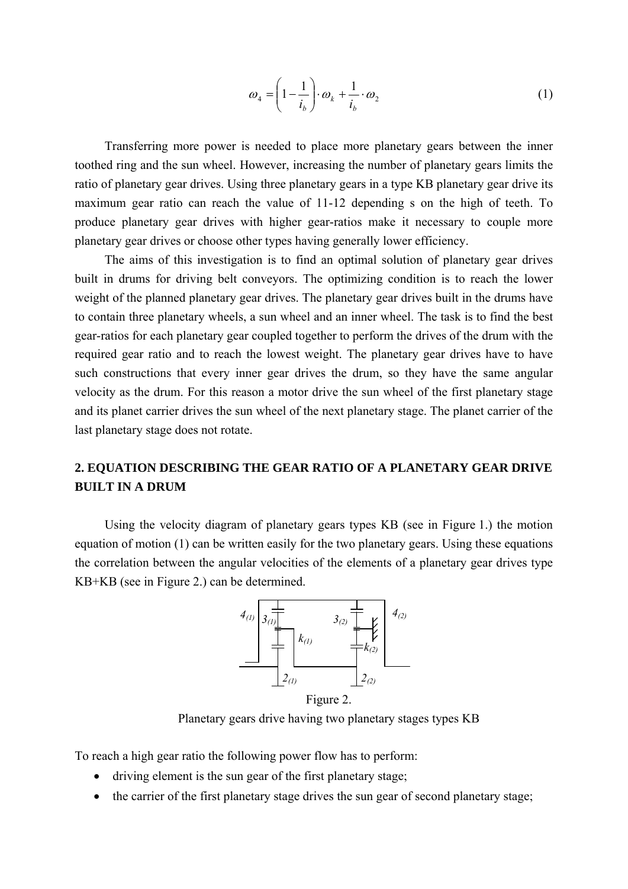$$\omega_4 = \left(1 - \frac{1}{i_b}\right) \cdot \omega_k + \frac{1}{i_b} \cdot \omega_2 \tag{1}$$

Transferring more power is needed to place more planetary gears between the inner toothed ring and the sun wheel. However, increasing the number of planetary gears limits the ratio of planetary gear drives. Using three planetary gears in a type KB planetary gear drive its maximum gear ratio can reach the value of 11-12 depending s on the high of teeth. To produce planetary gear drives with higher gear-ratios make it necessary to couple more planetary gear drives or choose other types having generally lower efficiency.

The aims of this investigation is to find an optimal solution of planetary gear drives built in drums for driving belt conveyors. The optimizing condition is to reach the lower weight of the planned planetary gear drives. The planetary gear drives built in the drums have to contain three planetary wheels, a sun wheel and an inner wheel. The task is to find the best gear-ratios for each planetary gear coupled together to perform the drives of the drum with the required gear ratio and to reach the lowest weight. The planetary gear drives have to have such constructions that every inner gear drives the drum, so they have the same angular velocity as the drum. For this reason a motor drive the sun wheel of the first planetary stage and its planet carrier drives the sun wheel of the next planetary stage. The planet carrier of the last planetary stage does not rotate.

## 2. EQUATION DESCRIBING THE GEAR RATIO OF A PLANETARY GEAR DRIVE BUILT IN A DRUM

Using the velocity diagram of planetary gears types KB (see in Figure 1.) the motion equation of motion (1) can be written easily for the two planetary gears. Using these equations the correlation between the angular velocities of the elements of a planetary gear drives type KB+KB (see in Figure 2.) can be determined.

Figure 2.

Planetary gears drive having two planetary stages types KB

To reach a high gear ratio the following power flow has to perform:

- driving element is the sun gear of the first planetary stage;
- the carrier of the first planetary stage drives the sun gear of second planetary stage;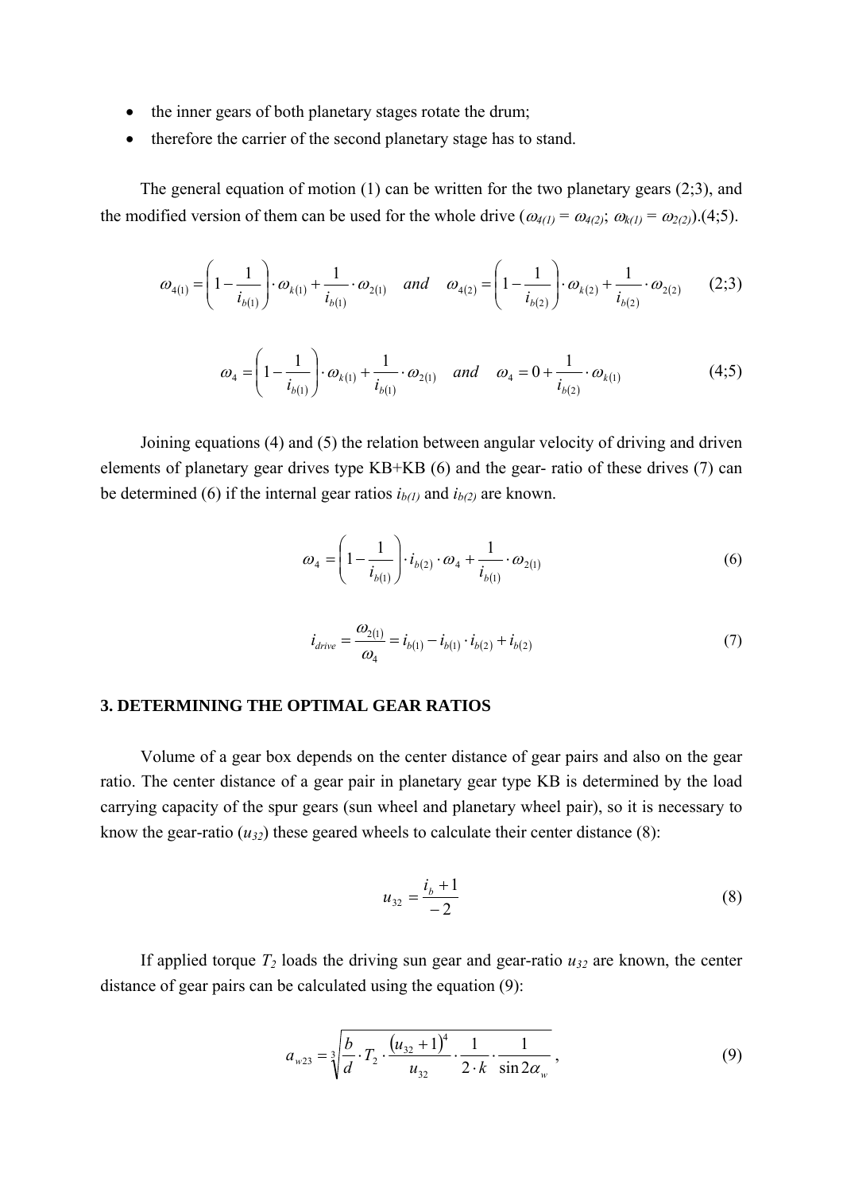- the inner gears of both planetary stages rotate the drum;
- therefore the carrier of the second planetary stage has to stand.

The general equation of motion (1) can be written for the two planetary gears (2;3), and the modified version of them can be used for the whole drive ($\omega_{4(1)} = \omega_{4(2)}$; $\omega_{k(1)} = \omega_{2(2)}$).(4;5).

$$\omega_{4(1)} = \left(1 - \frac{1}{i_{b(1)}}\right) \cdot \omega_{k(1)} + \frac{1}{i_{b(1)}} \cdot \omega_{2(1)} \quad and \quad \omega_{4(2)} = \left(1 - \frac{1}{i_{b(2)}}\right) \cdot \omega_{k(2)} + \frac{1}{i_{b(2)}} \cdot \omega_{2(2)} \tag{2;3}$$

$$\omega_4 = \left(1 - \frac{1}{i_{b(1)}}\right) \cdot \omega_{k(1)} + \frac{1}{i_{b(1)}} \cdot \omega_{2(1)} \quad and \quad \omega_4 = 0 + \frac{1}{i_{b(2)}} \cdot \omega_{k(1)} \tag{4;5}$$

Joining equations (4) and (5) the relation between angular velocity of driving and driven elements of planetary gear drives type KB+KB (6) and the gear- ratio of these drives (7) can be determined (6) if the internal gear ratios $i_{b(1)}$ and $i_{b(2)}$ are known.

$$\omega_4 = \left(1 - \frac{1}{i_{b(1)}}\right) \cdot i_{b(2)} \cdot \omega_4 + \frac{1}{i_{b(1)}} \cdot \omega_{2(1)} \tag{6}$$

$$i_{drive} = \frac{\omega_{2(1)}}{\omega_4} = i_{b(1)} - i_{b(1)} \cdot i_{b(2)} + i_{b(2)} \tag{7}$$

### 3. DETERMINING THE OPTIMAL GEAR RATIOS

Volume of a gear box depends on the center distance of gear pairs and also on the gear ratio. The center distance of a gear pair in planetary gear type KB is determined by the load carrying capacity of the spur gears (sun wheel and planetary wheel pair), so it is necessary to know the gear-ratio ($u_{32}$) these geared wheels to calculate their center distance (8):

$$u_{32} = \frac{i_b + 1}{-2} \tag{8}$$

If applied torque $T_2$ loads the driving sun gear and gear-ratio $u_{32}$ are known, the center distance of gear pairs can be calculated using the equation (9):

$$a_{w23} = \sqrt[3]{\frac{b}{d} \cdot T_2 \cdot \frac{(u_{32} + 1)^4}{u_{32}} \cdot \frac{1}{2 \cdot k} \cdot \frac{1}{\sin 2\alpha_w}}\,, \tag{9}$$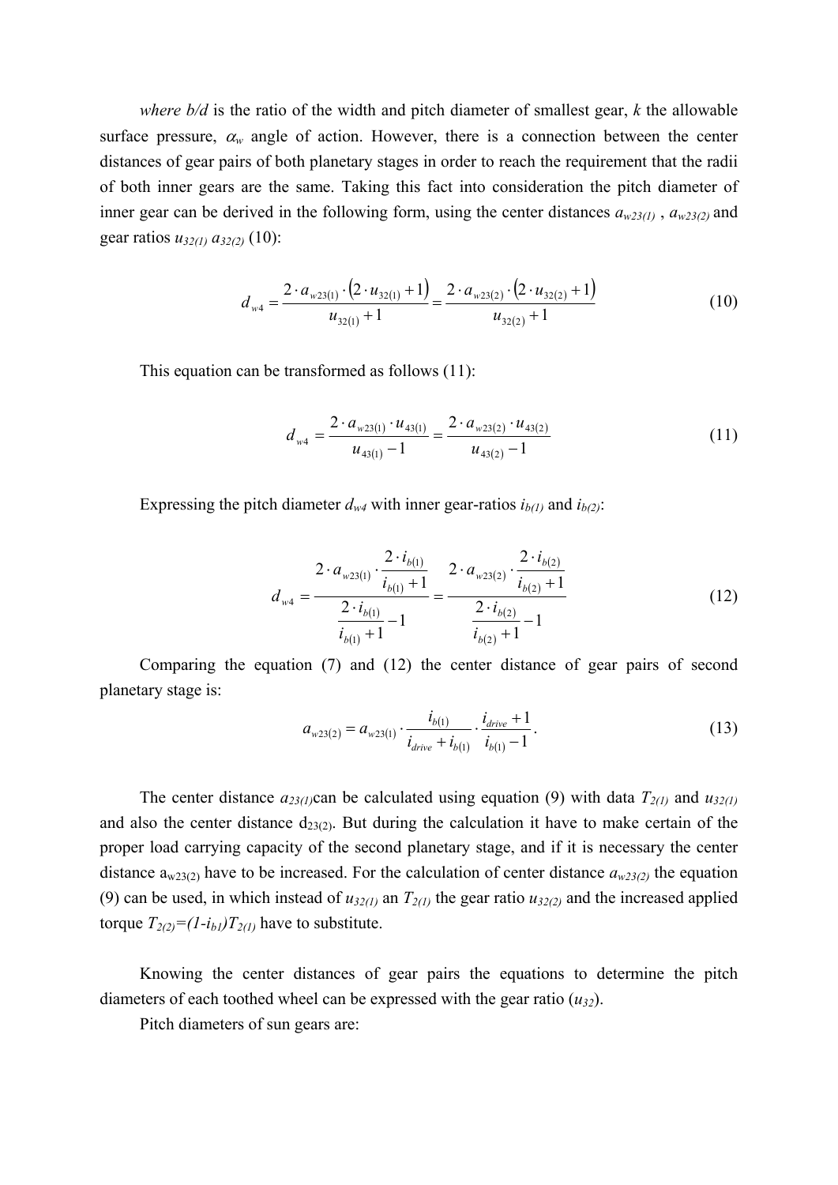*where b/d* is the ratio of the width and pitch diameter of smallest gear, *k* the allowable surface pressure, $\alpha_w$ angle of action. However, there is a connection between the center distances of gear pairs of both planetary stages in order to reach the requirement that the radii of both inner gears are the same. Taking this fact into consideration the pitch diameter of inner gear can be derived in the following form, using the center distances $a_{w23(1)}$ , $a_{w23(2)}$ and gear ratios $u_{32(1)}$ $a_{32(2)}$ (10):

$$d_{w4} = \frac{2 \cdot a_{w23(1)} \cdot \left(2 \cdot u_{32(1)} + 1\right)}{u_{32(1)} + 1} = \frac{2 \cdot a_{w23(2)} \cdot \left(2 \cdot u_{32(2)} + 1\right)}{u_{32(2)} + 1} \tag{10}$$

This equation can be transformed as follows (11):

$$d_{w4} = \frac{2 \cdot a_{w23(1)} \cdot u_{43(1)}}{u_{43(1)} - 1} = \frac{2 \cdot a_{w23(2)} \cdot u_{43(2)}}{u_{43(2)} - 1} \tag{11}$$

Expressing the pitch diameter $d_{w4}$ with inner gear-ratios $i_{b(1)}$ and $i_{b(2)}$:

$$d_{w4} = \frac{2 \cdot a_{w23(1)} \cdot \dfrac{2 \cdot i_{b(1)}}{i_{b(1)} + 1}}{\dfrac{2 \cdot i_{b(1)}}{i_{b(1)} + 1} - 1} = \frac{2 \cdot a_{w23(2)} \cdot \dfrac{2 \cdot i_{b(2)}}{i_{b(2)} + 1}}{\dfrac{2 \cdot i_{b(2)}}{i_{b(2)} + 1} - 1} \tag{12}$$

Comparing the equation (7) and (12) the center distance of gear pairs of second planetary stage is:

$$a_{w23(2)} = a_{w23(1)} \cdot \frac{i_{b(1)}}{i_{drive} + i_{b(1)}} \cdot \frac{i_{drive} + 1}{i_{b(1)} - 1}. \tag{13}$$

The center distance $a_{23(1)}$can be calculated using equation (9) with data $T_{2(1)}$ and $u_{32(1)}$ and also the center distance $d_{23(2)}$. But during the calculation it have to make certain of the proper load carrying capacity of the second planetary stage, and if it is necessary the center distance $a_{w23(2)}$ have to be increased. For the calculation of center distance $a_{w23(2)}$ the equation (9) can be used, in which instead of $u_{32(1)}$ an $T_{2(1)}$ the gear ratio $u_{32(2)}$ and the increased applied torque $T_{2(2)}=(1-i_{b1})T_{2(1)}$ have to substitute.

Knowing the center distances of gear pairs the equations to determine the pitch diameters of each toothed wheel can be expressed with the gear ratio ($u_{32}$).

Pitch diameters of sun gears are: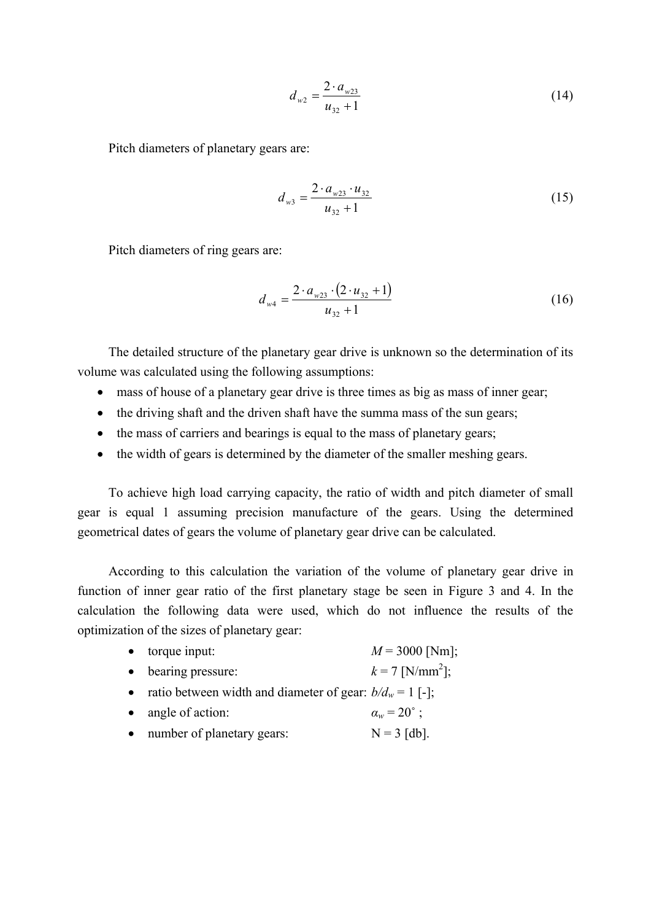$$d_{w2} = \frac{2 \cdot a_{w23}}{u_{32} + 1} \tag{14}$$

Pitch diameters of planetary gears are:

$$d_{w3} = \frac{2 \cdot a_{w23} \cdot u_{32}}{u_{32} + 1} \tag{15}$$

Pitch diameters of ring gears are:

$$d_{w4} = \frac{2 \cdot a_{w23} \cdot (2 \cdot u_{32} + 1)}{u_{32} + 1} \tag{16}$$

The detailed structure of the planetary gear drive is unknown so the determination of its volume was calculated using the following assumptions:

- mass of house of a planetary gear drive is three times as big as mass of inner gear;
- the driving shaft and the driven shaft have the summa mass of the sun gears;
- the mass of carriers and bearings is equal to the mass of planetary gears;
- the width of gears is determined by the diameter of the smaller meshing gears.

To achieve high load carrying capacity, the ratio of width and pitch diameter of small gear is equal 1 assuming precision manufacture of the gears. Using the determined geometrical dates of gears the volume of planetary gear drive can be calculated.

According to this calculation the variation of the volume of planetary gear drive in function of inner gear ratio of the first planetary stage be seen in Figure 3 and 4. In the calculation the following data were used, which do not influence the results of the optimization of the sizes of planetary gear:

- torque input: $M = 3000$ [Nm];
- bearing pressure: $k = 7$ [N/mm$^2$];
- ratio between width and diameter of gear: $b/d_w = 1$ [-];
- angle of action: $\alpha_w = 20^\circ$ ;
- number of planetary gears: N = 3 [db].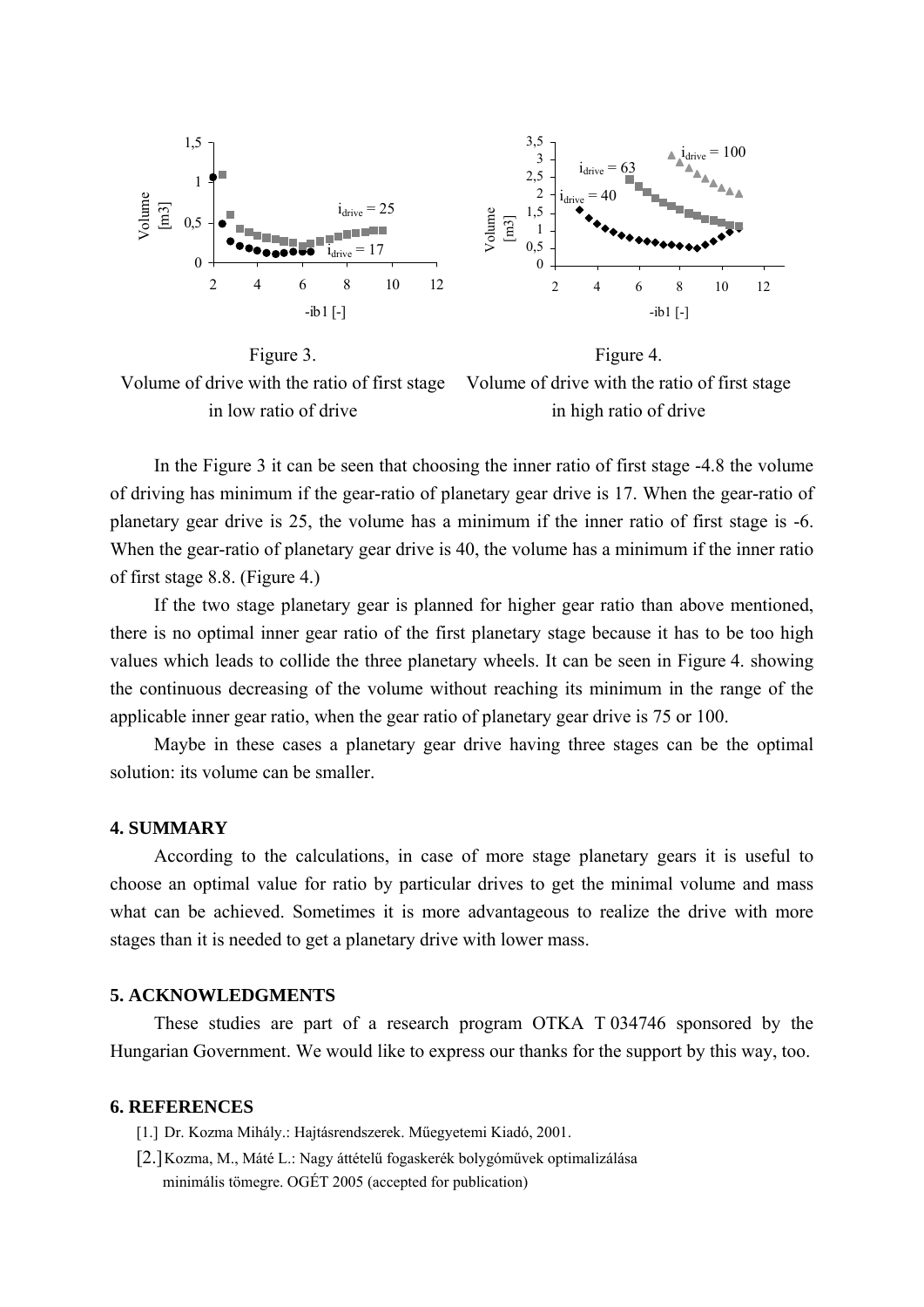Volume [m3]

1,5

1

0,5

0

2 4 6 8 10 12

-ib1 [-]

$i_{drive} = 25$

$i_{drive} = 17$

Volume [m3]

3,5

3

2,5

2

1,5

1

0,5

0

2 4 6 8 10 12

-ib1 [-]

$i_{drive} = 100$

$i_{drive} = 63$

$i_{drive} = 40$

Figure 3.
Volume of drive with the ratio of first stage in low ratio of drive

Figure 4.
Volume of drive with the ratio of first stage in high ratio of drive

In the Figure 3 it can be seen that choosing the inner ratio of first stage -4.8 the volume of driving has minimum if the gear-ratio of planetary gear drive is 17. When the gear-ratio of planetary gear drive is 25, the volume has a minimum if the inner ratio of first stage is -6. When the gear-ratio of planetary gear drive is 40, the volume has a minimum if the inner ratio of first stage 8.8. (Figure 4.)

If the two stage planetary gear is planned for higher gear ratio than above mentioned, there is no optimal inner gear ratio of the first planetary stage because it has to be too high values which leads to collide the three planetary wheels. It can be seen in Figure 4. showing the continuous decreasing of the volume without reaching its minimum in the range of the applicable inner gear ratio, when the gear ratio of planetary gear drive is 75 or 100.

Maybe in these cases a planetary gear drive having three stages can be the optimal solution: its volume can be smaller.

## 4. SUMMARY

According to the calculations, in case of more stage planetary gears it is useful to choose an optimal value for ratio by particular drives to get the minimal volume and mass what can be achieved. Sometimes it is more advantageous to realize the drive with more stages than it is needed to get a planetary drive with lower mass.

## 5. ACKNOWLEDGMENTS

These studies are part of a research program OTKA T 034746 sponsored by the Hungarian Government. We would like to express our thanks for the support by this way, too.

## 6. REFERENCES

[1.] Dr. Kozma Mihály.: Hajtásrendszerek. Műegyetemi Kiadó, 2001.

[2.] Kozma, M., Máté L.: Nagy áttételű fogaskerék bolygóművek optimalizálása minimális tömegre. OGÉT 2005 (accepted for publication)